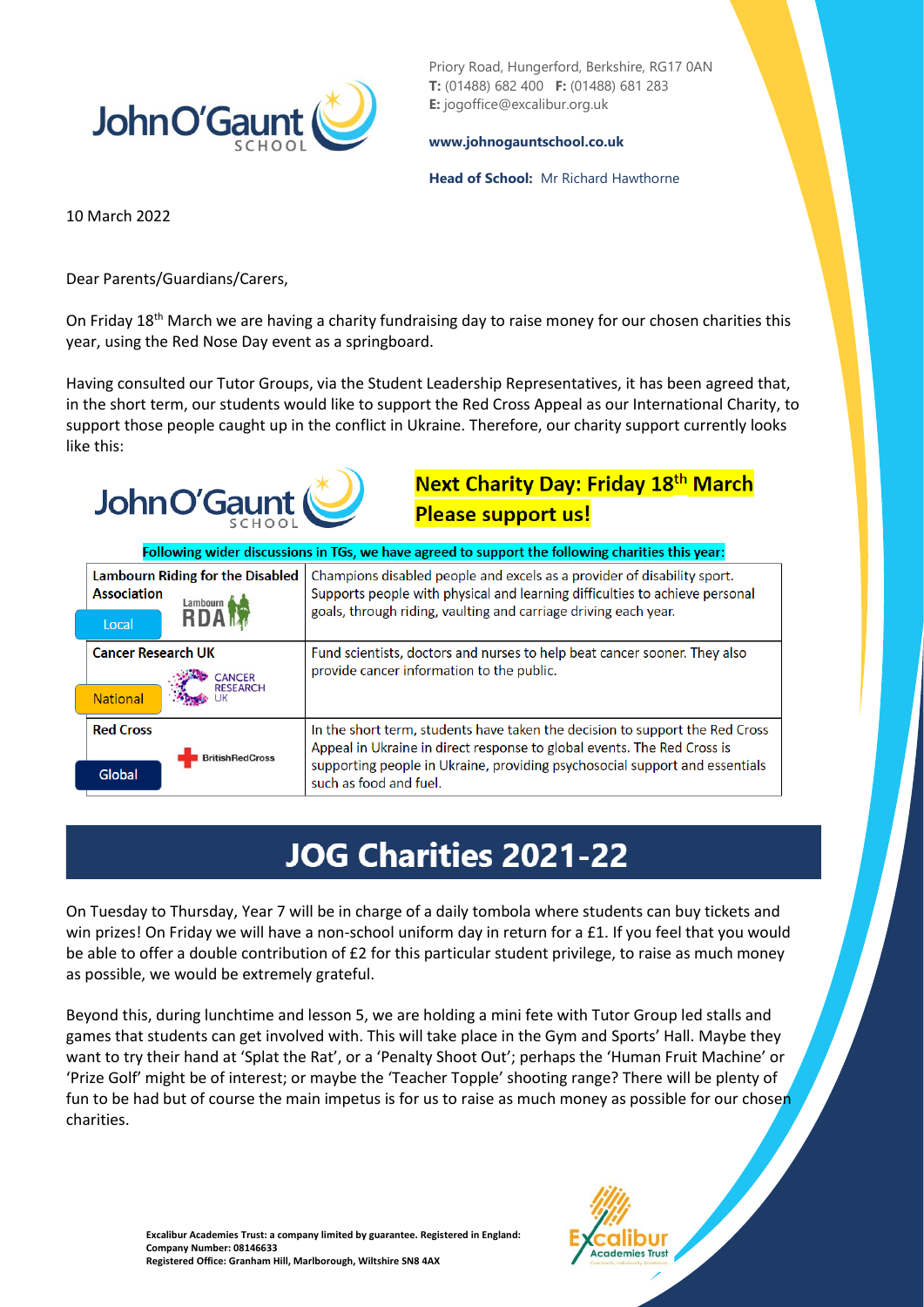Priory Road, Hungerford, Berkshire, RG17 0AN
**T:** (01488) 682 400 **F:** (01488) 681 283
**E:** jogoffice@excalibur.org.uk

**www.johnogauntschool.co.uk**

**Head of School:** Mr Richard Hawthorne

10 March 2022

Dear Parents/Guardians/Carers,

On Friday 18th March we are having a charity fundraising day to raise money for our chosen charities this year, using the Red Nose Day event as a springboard.

Having consulted our Tutor Groups, via the Student Leadership Representatives, it has been agreed that, in the short term, our students would like to support the Red Cross Appeal as our International Charity, to support those people caught up in the conflict in Ukraine. Therefore, our charity support currently looks like this:

**Next Charity Day: Friday 18th March**
**Please support us!**

**Following wider discussions in TGs, we have agreed to support the following charities this year:**

| Charity | Description |
|---|---|
| **Lambourn Riding for the Disabled Association** (Local) | Champions disabled people and excels as a provider of disability sport. Supports people with physical and learning difficulties to achieve personal goals, through riding, vaulting and carriage driving each year. |
| **Cancer Research UK** (National) | Fund scientists, doctors and nurses to help beat cancer sooner. They also provide cancer information to the public. |
| **Red Cross** (Global) | In the short term, students have taken the decision to support the Red Cross Appeal in Ukraine in direct response to global events. The Red Cross is supporting people in Ukraine, providing psychosocial support and essentials such as food and fuel. |

## JOG Charities 2021-22

On Tuesday to Thursday, Year 7 will be in charge of a daily tombola where students can buy tickets and win prizes! On Friday we will have a non-school uniform day in return for a £1. If you feel that you would be able to offer a double contribution of £2 for this particular student privilege, to raise as much money as possible, we would be extremely grateful.

Beyond this, during lunchtime and lesson 5, we are holding a mini fete with Tutor Group led stalls and games that students can get involved with. This will take place in the Gym and Sports' Hall. Maybe they want to try their hand at 'Splat the Rat', or a 'Penalty Shoot Out'; perhaps the 'Human Fruit Machine' or 'Prize Golf' might be of interest; or maybe the 'Teacher Topple' shooting range? There will be plenty of fun to be had but of course the main impetus is for us to raise as much money as possible for our chosen charities.

**Excalibur Academies Trust: a company limited by guarantee. Registered in England:**
**Company Number: 08146633**
**Registered Office: Granham Hill, Marlborough, Wiltshire SN8 4AX**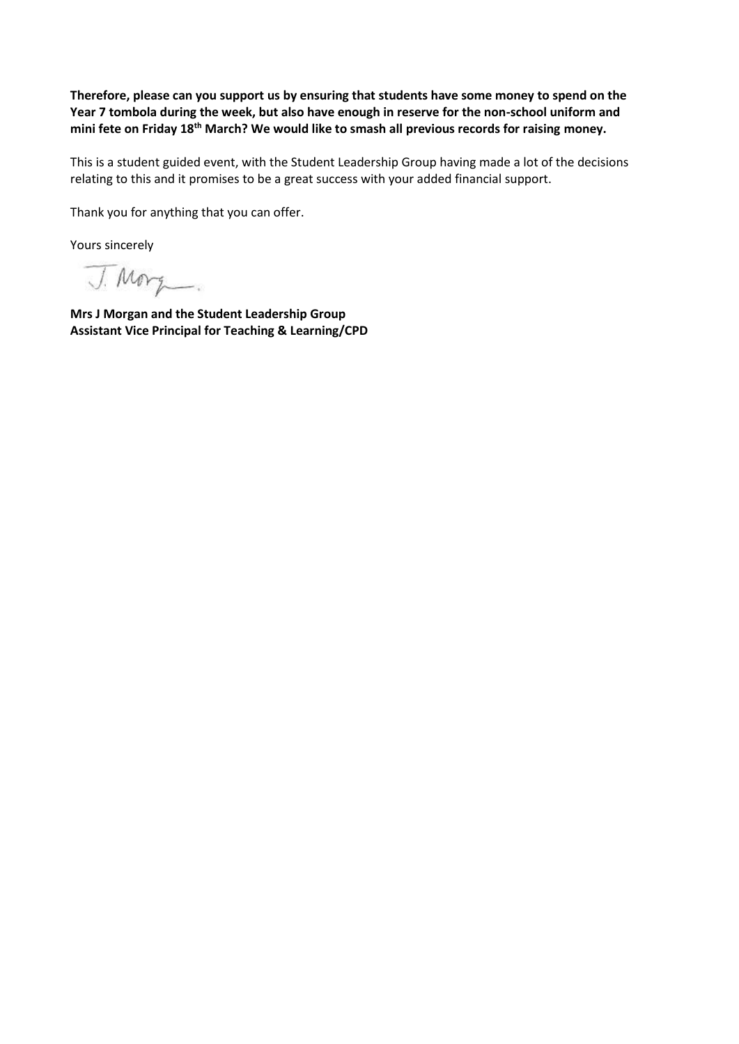**Therefore, please can you support us by ensuring that students have some money to spend on the Year 7 tombola during the week, but also have enough in reserve for the non-school uniform and mini fete on Friday 18th March? We would like to smash all previous records for raising money.**

This is a student guided event, with the Student Leadership Group having made a lot of the decisions relating to this and it promises to be a great success with your added financial support.

Thank you for anything that you can offer.

Yours sincerely

J. Morgan

**Mrs J Morgan and the Student Leadership Group**
**Assistant Vice Principal for Teaching & Learning/CPD**